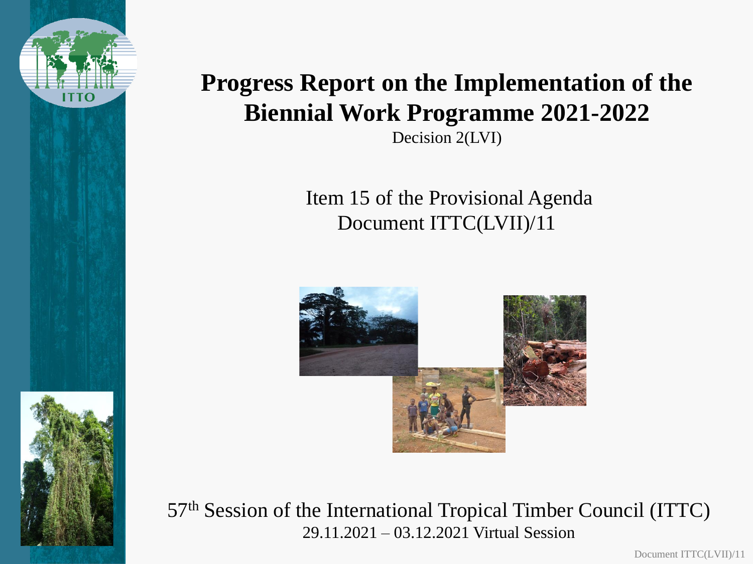# Progress Report on the Implementation of the Biennial Work Programme 2021-2022

Decision 2(LVI)

Item 15 of the Provisional Agenda

Document ITTC(LVII)/11

57th Session of the International Tropical Timber Council (ITTC)

29.11.2021 – 03.12.2021 Virtual Session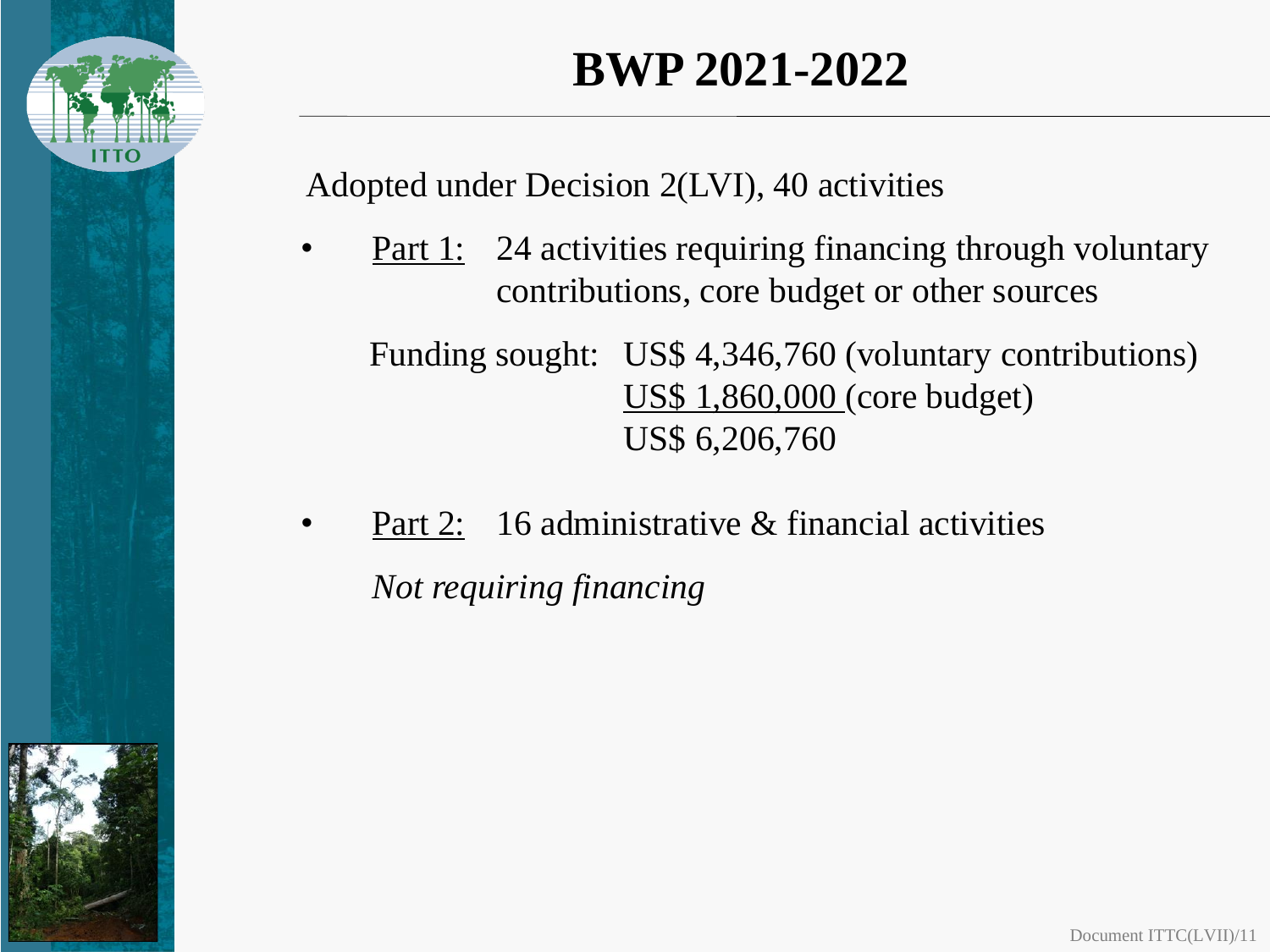# BWP 2021-2022

Adopted under Decision 2(LVI), 40 activities

- Part 1: 24 activities requiring financing through voluntary contributions, core budget or other sources

  Funding sought: US$ 4,346,760 (voluntary contributions)
  US$ 1,860,000 (core budget)
  US$ 6,206,760

- Part 2: 16 administrative & financial activities

  *Not requiring financing*

Document ITTC(LVII)/11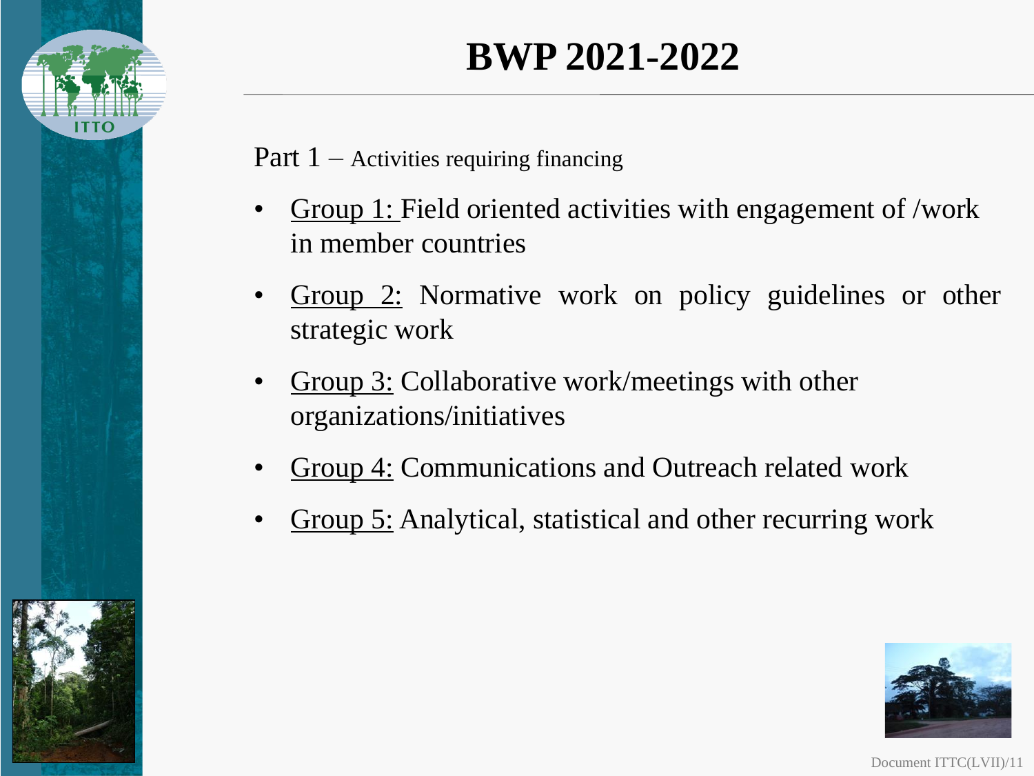# BWP 2021-2022

Part 1 – Activities requiring financing

- Group 1: Field oriented activities with engagement of /work in member countries
- Group 2: Normative work on policy guidelines or other strategic work
- Group 3: Collaborative work/meetings with other organizations/initiatives
- Group 4: Communications and Outreach related work
- Group 5: Analytical, statistical and other recurring work

Document ITTC(LVII)/11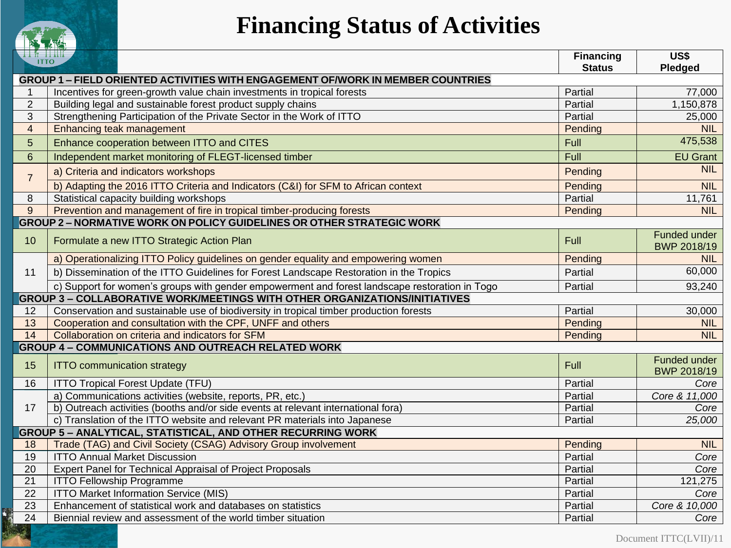# Financing Status of Activities

| # | Activity | Financing Status | US$ Pledged |
|---|---|---|---|
| **GROUP 1 – FIELD ORIENTED ACTIVITIES WITH ENGAGEMENT OF/WORK IN MEMBER COUNTRIES** | | | |
| 1 | Incentives for green-growth value chain investments in tropical forests | Partial | 77,000 |
| 2 | Building legal and sustainable forest product supply chains | Partial | 1,150,878 |
| 3 | Strengthening Participation of the Private Sector in the Work of ITTO | Partial | 25,000 |
| 4 | Enhancing teak management | Pending | NIL |
| 5 | Enhance cooperation between ITTO and CITES | Full | 475,538 |
| 6 | Independent market monitoring of FLEGT-licensed timber | Full | EU Grant |
| 7 | a) Criteria and indicators workshops | Pending | NIL |
| | b) Adapting the 2016 ITTO Criteria and Indicators (C&I) for SFM to African context | Pending | NIL |
| 8 | Statistical capacity building workshops | Partial | 11,761 |
| 9 | Prevention and management of fire in tropical timber-producing forests | Pending | NIL |
| **GROUP 2 – NORMATIVE WORK ON POLICY GUIDELINES OR OTHER STRATEGIC WORK** | | | |
| 10 | Formulate a new ITTO Strategic Action Plan | Full | Funded under BWP 2018/19 |
| 11 | a) Operationalizing ITTO Policy guidelines on gender equality and empowering women | Pending | NIL |
| | b) Dissemination of the ITTO Guidelines for Forest Landscape Restoration in the Tropics | Partial | 60,000 |
| | c) Support for women's groups with gender empowerment and forest landscape restoration in Togo | Partial | 93,240 |
| **GROUP 3 – COLLABORATIVE WORK/MEETINGS WITH OTHER ORGANIZATIONS/INITIATIVES** | | | |
| 12 | Conservation and sustainable use of biodiversity in tropical timber production forests | Partial | 30,000 |
| 13 | Cooperation and consultation with the CPF, UNFF and others | Pending | NIL |
| 14 | Collaboration on criteria and indicators for SFM | Pending | NIL |
| **GROUP 4 – COMMUNICATIONS AND OUTREACH RELATED WORK** | | | |
| 15 | ITTO communication strategy | Full | Funded under BWP 2018/19 |
| 16 | ITTO Tropical Forest Update (TFU) | Partial | *Core* |
| 17 | a) Communications activities (website, reports, PR, etc.) | Partial | *Core & 11,000* |
| | b) Outreach activities (booths and/or side events at relevant international fora) | Partial | *Core* |
| | c) Translation of the ITTO website and relevant PR materials into Japanese | Partial | *25,000* |
| **GROUP 5 – ANALYTICAL, STATISTICAL, AND OTHER RECURRING WORK** | | | |
| 18 | Trade (TAG) and Civil Society (CSAG) Advisory Group involvement | Pending | NIL |
| 19 | ITTO Annual Market Discussion | Partial | *Core* |
| 20 | Expert Panel for Technical Appraisal of Project Proposals | Partial | *Core* |
| 21 | ITTO Fellowship Programme | Partial | 121,275 |
| 22 | ITTO Market Information Service (MIS) | Partial | *Core* |
| 23 | Enhancement of statistical work and databases on statistics | Partial | *Core & 10,000* |
| 24 | Biennial review and assessment of the world timber situation | Partial | *Core* |

Document ITTC(LVII)/11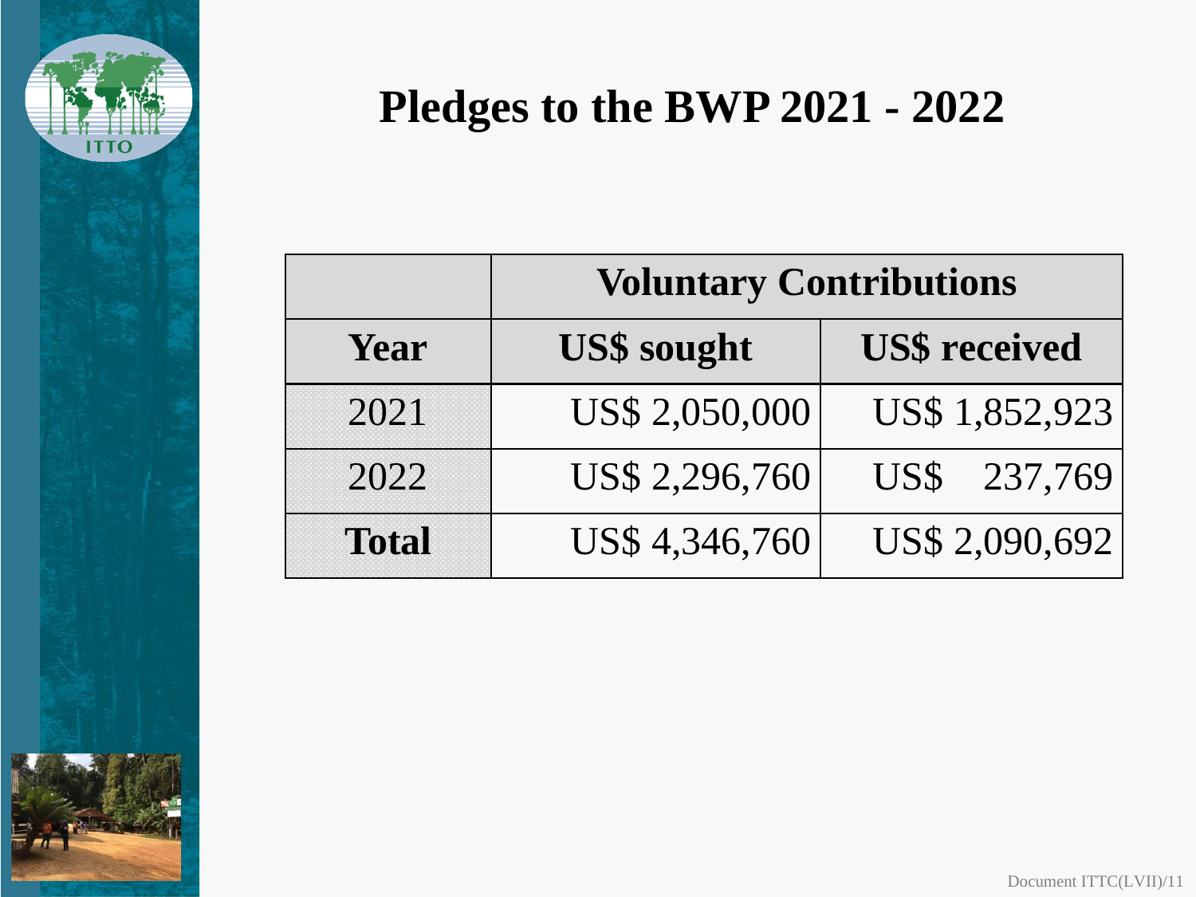# Pledges to the BWP 2021 - 2022

| | Voluntary Contributions | |
|---|---|---|
| **Year** | **US$ sought** | **US$ received** |
| 2021 | US$ 2,050,000 | US$ 1,852,923 |
| 2022 | US$ 2,296,760 | US$ 237,769 |
| **Total** | US$ 4,346,760 | US$ 2,090,692 |

Document ITTC(LVII)/11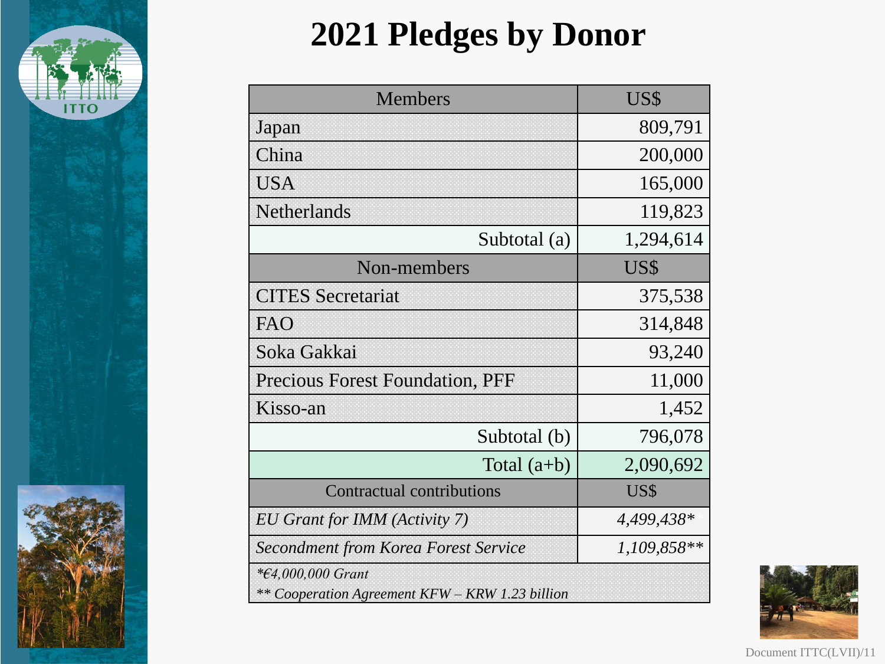# 2021 Pledges by Donor

| Members | US$ |
|---|---|
| Japan | 809,791 |
| China | 200,000 |
| USA | 165,000 |
| Netherlands | 119,823 |
| Subtotal (a) | 1,294,614 |
| **Non-members** | **US$** |
| CITES Secretariat | 375,538 |
| FAO | 314,848 |
| Soka Gakkai | 93,240 |
| Precious Forest Foundation, PFF | 11,000 |
| Kisso-an | 1,452 |
| Subtotal (b) | 796,078 |
| Total (a+b) | 2,090,692 |
| **Contractual contributions** | **US$** |
| *EU Grant for IMM (Activity 7)* | *4,499,438** |
| *Secondment from Korea Forest Service* | *1,109,858*** |

*\*€4,000,000 Grant*

*\*\* Cooperation Agreement KFW – KRW 1.23 billion*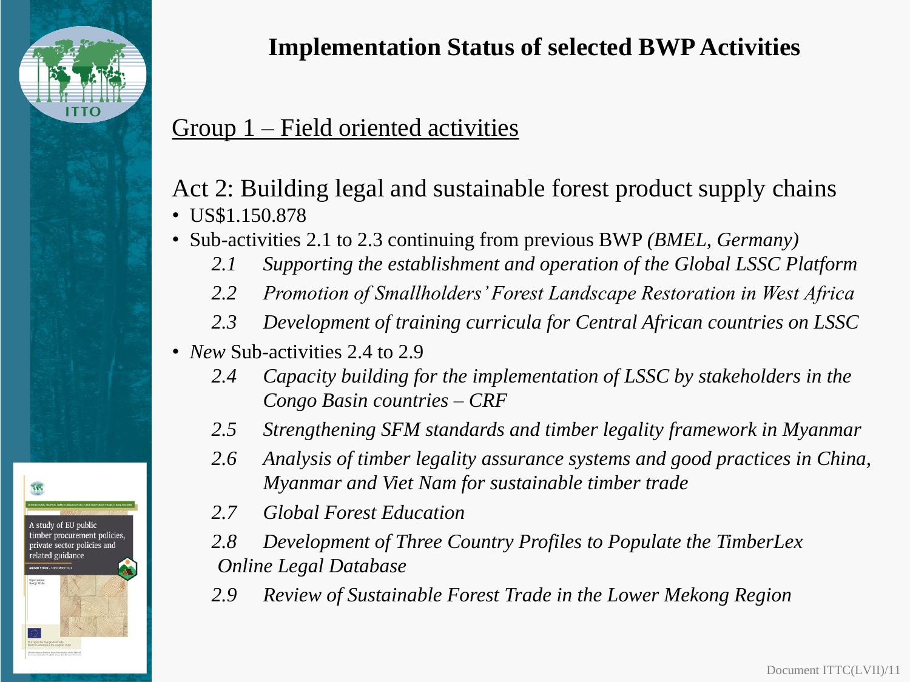# Implementation Status of selected BWP Activities

## Group 1 – Field oriented activities

### Act 2: Building legal and sustainable forest product supply chains

- US$1.150.878
- Sub-activities 2.1 to 2.3 continuing from previous BWP *(BMEL, Germany)*
  - *2.1 Supporting the establishment and operation of the Global LSSC Platform*
  - *2.2 Promotion of Smallholders' Forest Landscape Restoration in West Africa*
  - *2.3 Development of training curricula for Central African countries on LSSC*
- *New* Sub-activities 2.4 to 2.9
  - *2.4 Capacity building for the implementation of LSSC by stakeholders in the Congo Basin countries – CRF*
  - *2.5 Strengthening SFM standards and timber legality framework in Myanmar*
  - *2.6 Analysis of timber legality assurance systems and good practices in China, Myanmar and Viet Nam for sustainable timber trade*
  - *2.7 Global Forest Education*
  - *2.8 Development of Three Country Profiles to Populate the TimberLex Online Legal Database*
  - *2.9 Review of Sustainable Forest Trade in the Lower Mekong Region*

Document ITTC(LVII)/11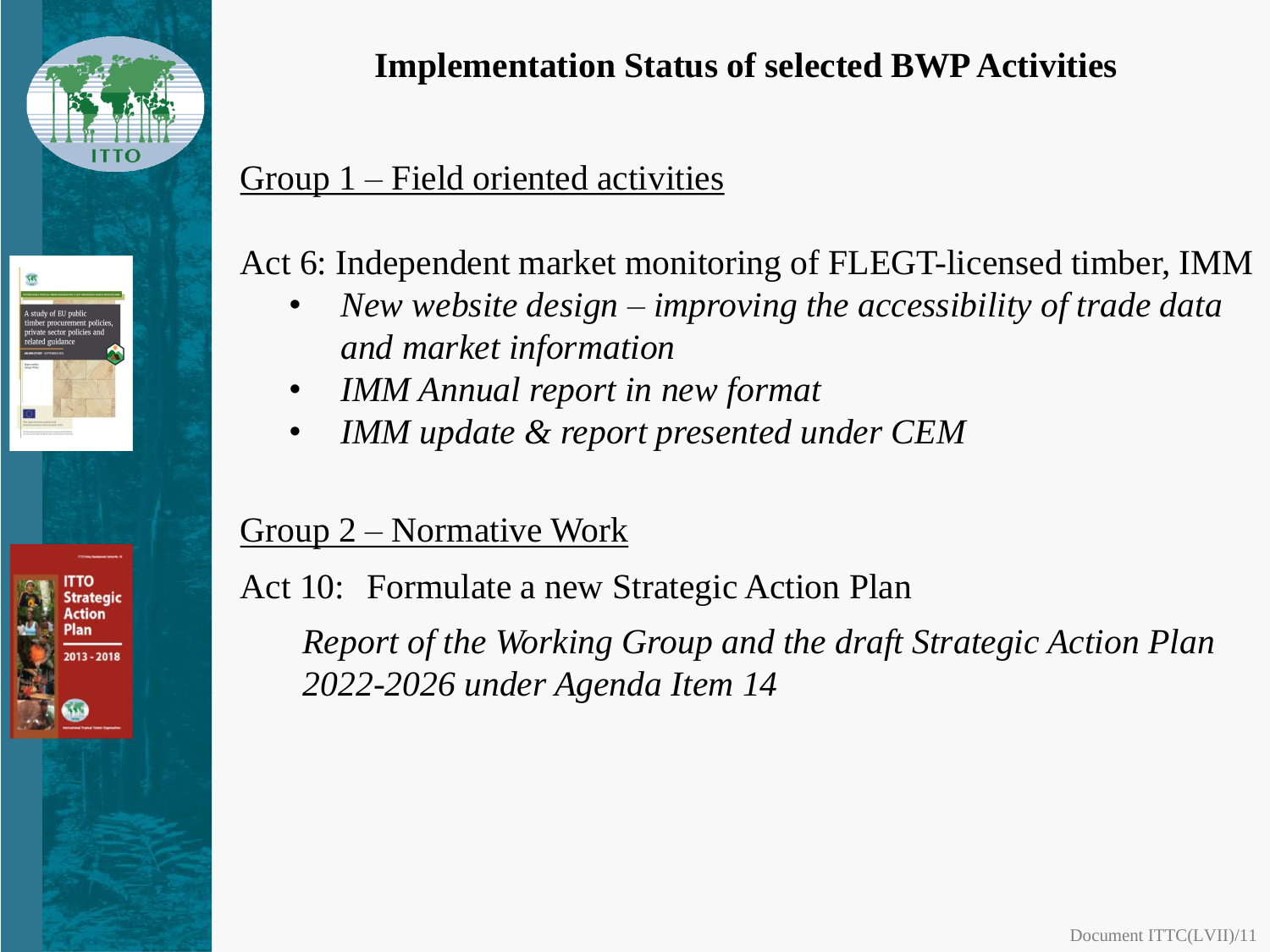# Implementation Status of selected BWP Activities

<u>Group 1 – Field oriented activities</u>

Act 6: Independent market monitoring of FLEGT-licensed timber, IMM

- *New website design – improving the accessibility of trade data and market information*
- *IMM Annual report in new format*
- *IMM update & report presented under CEM*

<u>Group 2 – Normative Work</u>

Act 10: Formulate a new Strategic Action Plan

*Report of the Working Group and the draft Strategic Action Plan 2022-2026 under Agenda Item 14*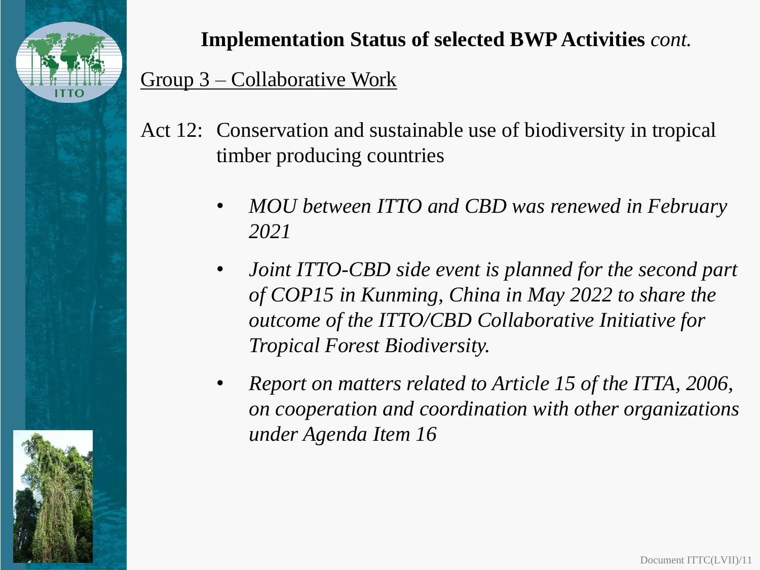# **Implementation Status of selected BWP Activities** *cont.*

## Group 3 – Collaborative Work

Act 12: Conservation and sustainable use of biodiversity in tropical timber producing countries

- *MOU between ITTO and CBD was renewed in February 2021*
- *Joint ITTO-CBD side event is planned for the second part of COP15 in Kunming, China in May 2022 to share the outcome of the ITTO/CBD Collaborative Initiative for Tropical Forest Biodiversity.*
- *Report on matters related to Article 15 of the ITTA, 2006, on cooperation and coordination with other organizations under Agenda Item 16*

Document ITTC(LVII)/11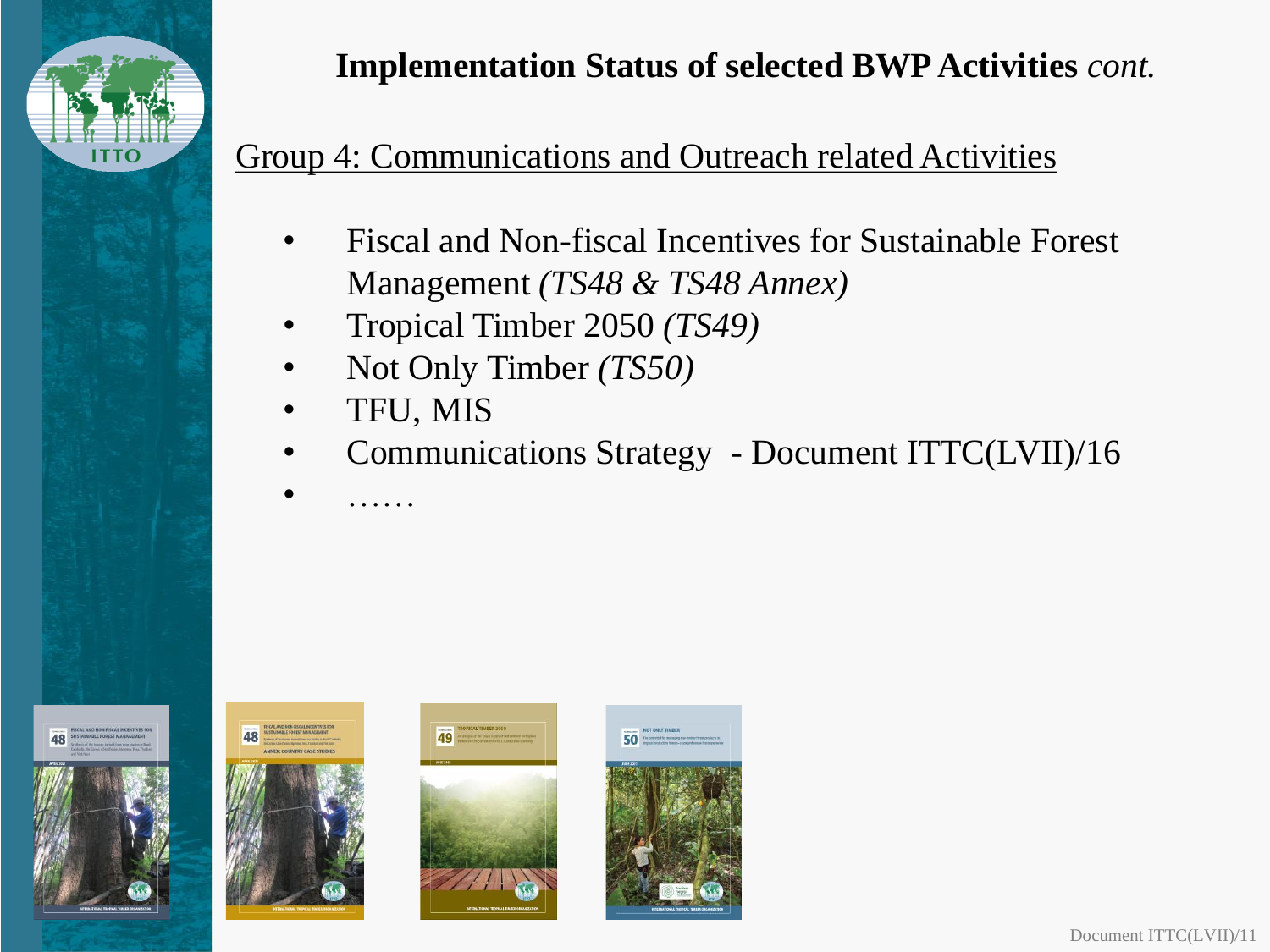# Implementation Status of selected BWP Activities *cont.*

## Group 4: Communications and Outreach related Activities

- Fiscal and Non-fiscal Incentives for Sustainable Forest Management *(TS48 & TS48 Annex)*
- Tropical Timber 2050 *(TS49)*
- Not Only Timber *(TS50)*
- TFU, MIS
- Communications Strategy - Document ITTC(LVII)/16
- ……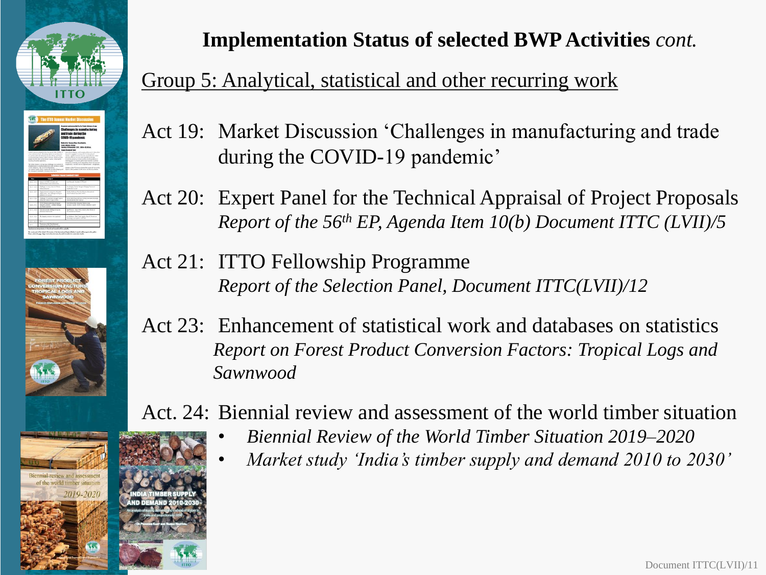# Implementation Status of selected BWP Activities *cont.*

## Group 5: Analytical, statistical and other recurring work

Act 19: Market Discussion 'Challenges in manufacturing and trade during the COVID-19 pandemic'

Act 20: Expert Panel for the Technical Appraisal of Project Proposals
*Report of the 56th EP, Agenda Item 10(b) Document ITTC (LVII)/5*

Act 21: ITTO Fellowship Programme
*Report of the Selection Panel, Document ITTC(LVII)/12*

Act 23: Enhancement of statistical work and databases on statistics
*Report on Forest Product Conversion Factors: Tropical Logs and Sawnwood*

Act. 24: Biennial review and assessment of the world timber situation

- *Biennial Review of the World Timber Situation 2019–2020*
- *Market study 'India's timber supply and demand 2010 to 2030'*